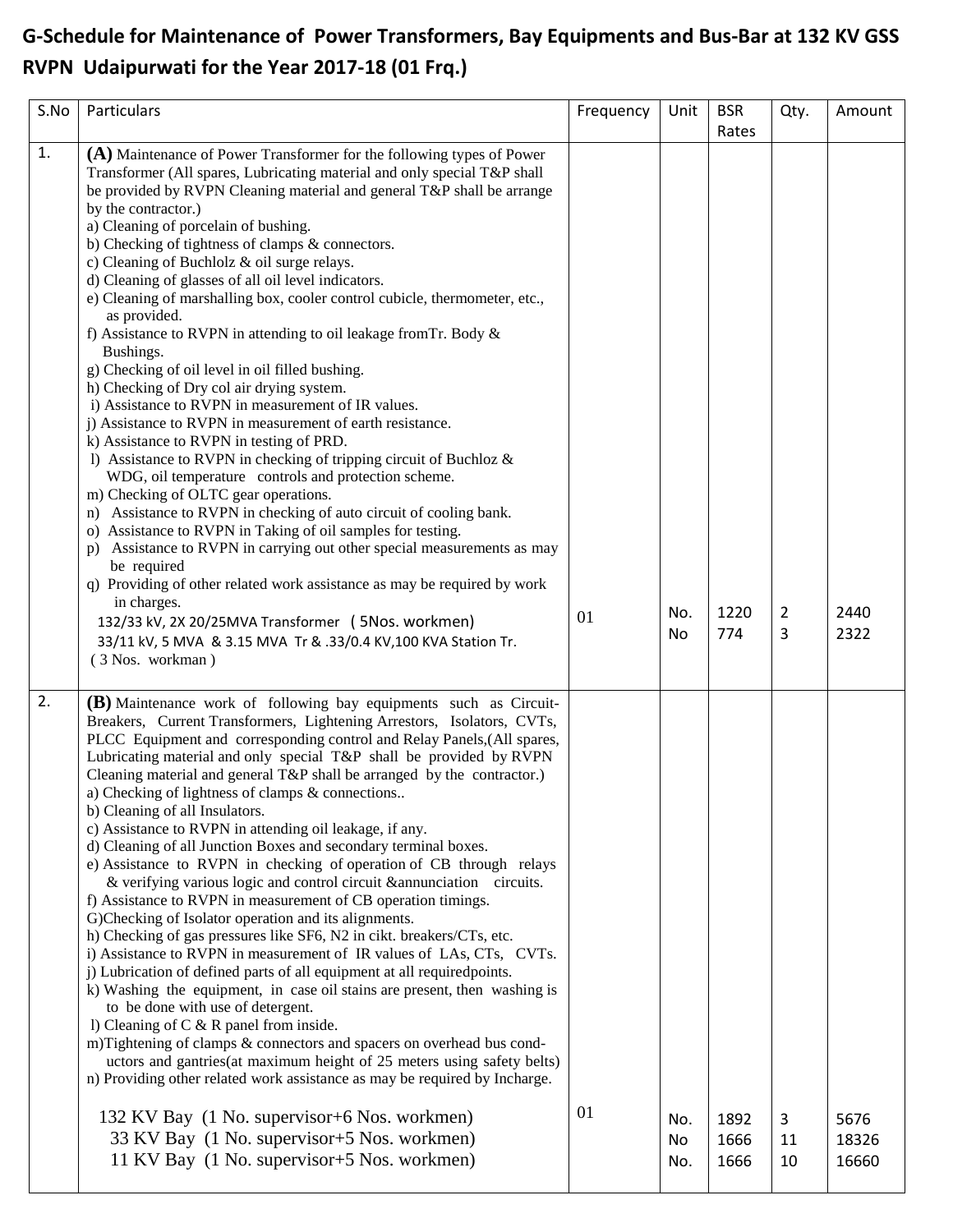# G-Schedule for Maintenance of Power Transformers, Bay Equipments and Bus-Bar at 132 KV GSS RVPN Udaipurwati for the Year 2017-18 (01 Frq.)

| S.No | Particulars | Frequency | Unit | BSR Rates | Qty. | Amount |
|---|---|---|---|---|---|---|
| 1. | **(A)** Maintenance of Power Transformer for the following types of Power Transformer (All spares, Lubricating material and only special T&P shall be provided by RVPN Cleaning material and general T&P shall be arrange by the contractor.)<br>a) Cleaning of porcelain of bushing.<br>b) Checking of tightness of clamps & connectors.<br>c) Cleaning of Buchlolz & oil surge relays.<br>d) Cleaning of glasses of all oil level indicators.<br>e) Cleaning of marshalling box, cooler control cubicle, thermometer, etc., as provided.<br>f) Assistance to RVPN in attending to oil leakage fromTr. Body & Bushings.<br>g) Checking of oil level in oil filled bushing.<br>h) Checking of Dry col air drying system.<br>i) Assistance to RVPN in measurement of IR values.<br>j) Assistance to RVPN in measurement of earth resistance.<br>k) Assistance to RVPN in testing of PRD.<br>l) Assistance to RVPN in checking of tripping circuit of Buchloz & WDG, oil temperature controls and protection scheme.<br>m) Checking of OLTC gear operations.<br>n) Assistance to RVPN in checking of auto circuit of cooling bank.<br>o) Assistance to RVPN in Taking of oil samples for testing.<br>p) Assistance to RVPN in carrying out other special measurements as may be required<br>q) Providing of other related work assistance as may be required by work in charges.<br>132/33 kV, 2X 20/25MVA Transformer ( 5Nos. workmen)<br>33/11 kV, 5 MVA & 3.15 MVA Tr & .33/0.4 KV,100 KVA Station Tr. ( 3 Nos. workman ) | 01 | No.<br>No | 1220<br>774 | 2<br>3 | 2440<br>2322 |
| 2. | **(B)** Maintenance work of following bay equipments such as Circuit-Breakers, Current Transformers, Lightening Arrestors, Isolators, CVTs, PLCC Equipment and corresponding control and Relay Panels,(All spares, Lubricating material and only special T&P shall be provided by RVPN Cleaning material and general T&P shall be arranged by the contractor.)<br>a) Checking of lightness of clamps & connections..<br>b) Cleaning of all Insulators.<br>c) Assistance to RVPN in attending oil leakage, if any.<br>d) Cleaning of all Junction Boxes and secondary terminal boxes.<br>e) Assistance to RVPN in checking of operation of CB through relays & verifying various logic and control circuit &annunciation circuits.<br>f) Assistance to RVPN in measurement of CB operation timings.<br>G)Checking of Isolator operation and its alignments.<br>h) Checking of gas pressures like SF6, N2 in cikt. breakers/CTs, etc.<br>i) Assistance to RVPN in measurement of IR values of LAs, CTs, CVTs.<br>j) Lubrication of defined parts of all equipment at all requiredpoints.<br>k) Washing the equipment, in case oil stains are present, then washing is to be done with use of detergent.<br>l) Cleaning of C & R panel from inside.<br>m)Tightening of clamps & connectors and spacers on overhead bus conductors and gantries(at maximum height of 25 meters using safety belts)<br>n) Providing other related work assistance as may be required by Incharge.<br>132 KV Bay (1 No. supervisor+6 Nos. workmen)<br>33 KV Bay (1 No. supervisor+5 Nos. workmen)<br>11 KV Bay (1 No. supervisor+5 Nos. workmen) | 01 | No.<br>No<br>No. | 1892<br>1666<br>1666 | 3<br>11<br>10 | 5676<br>18326<br>16660 |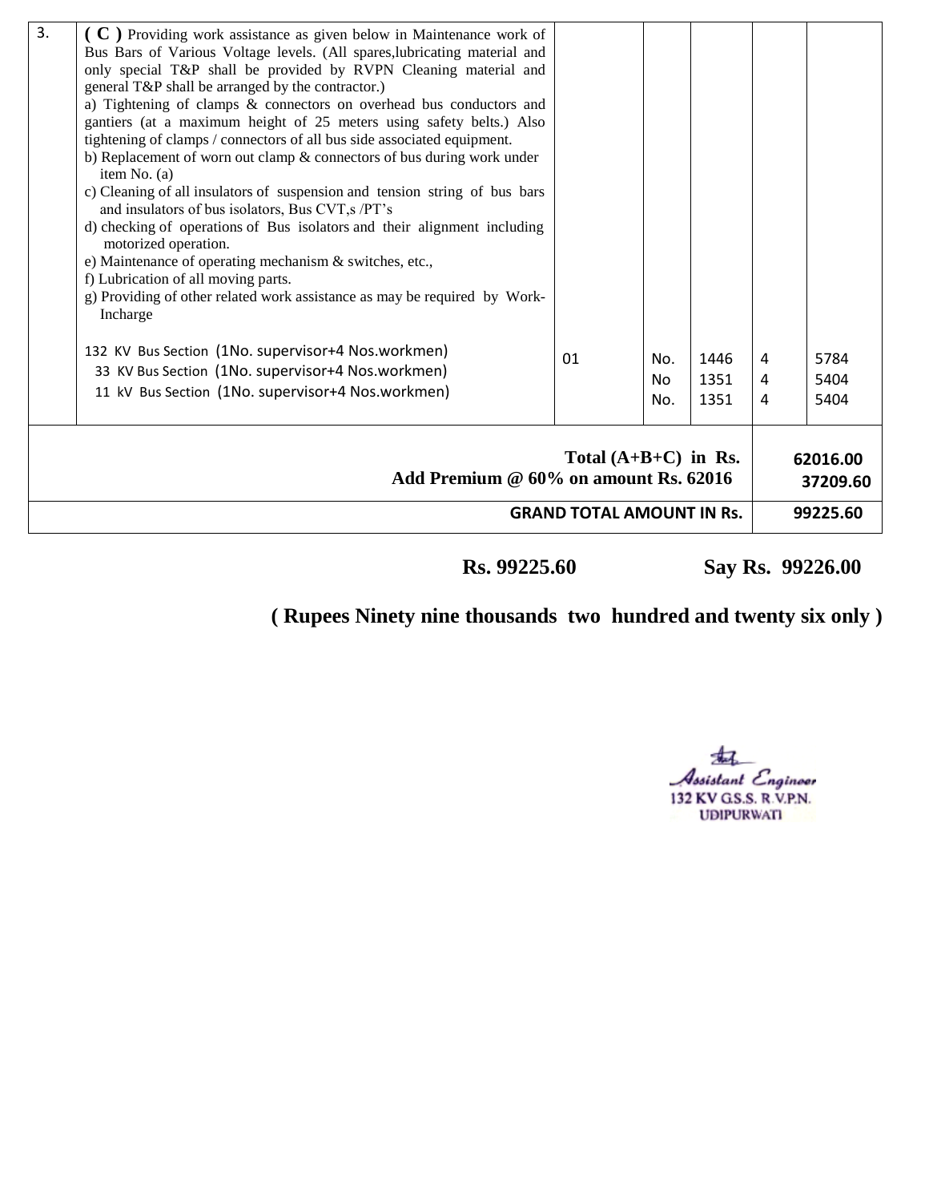| 3. | **( C )** Providing work assistance as given below in Maintenance work of Bus Bars of Various Voltage levels. (All spares,lubricating material and only special T&P shall be provided by RVPN Cleaning material and general T&P shall be arranged by the contractor.)<br>a) Tightening of clamps & connectors on overhead bus conductors and gantiers (at a maximum height of 25 meters using safety belts.) Also tightening of clamps / connectors of all bus side associated equipment.<br>b) Replacement of worn out clamp & connectors of bus during work under item No. (a)<br>c) Cleaning of all insulators of suspension and tension string of bus bars and insulators of bus isolators, Bus CVT,s /PT's<br>d) checking of operations of Bus isolators and their alignment including motorized operation.<br>e) Maintenance of operating mechanism & switches, etc.,<br>f) Lubrication of all moving parts.<br>g) Providing of other related work assistance as may be required by Work-Incharge<br><br>132 KV Bus Section (1No. supervisor+4 Nos.workmen)<br>33 KV Bus Section (1No. supervisor+4 Nos.workmen)<br>11 kV Bus Section (1No. supervisor+4 Nos.workmen) | 01 | No.<br>No<br>No. | 1446<br>1351<br>1351 | 4<br>4<br>4 | 5784<br>5404<br>5404 |
|---|---|---|---|---|---|---|
| | **Total (A+B+C) in Rs.**<br>**Add Premium @ 60% on amount Rs. 62016** | | | | | **62016.00**<br>**37209.60** |
| | **GRAND TOTAL AMOUNT IN Rs.** | | | | | **99225.60** |

**Rs. 99225.60** **Say Rs. 99226.00**

**( Rupees Ninety nine thousands two hundred and twenty six only )**

Assistant Engineer
132 KV G.S.S. R.V.P.N.
UDIPURWATI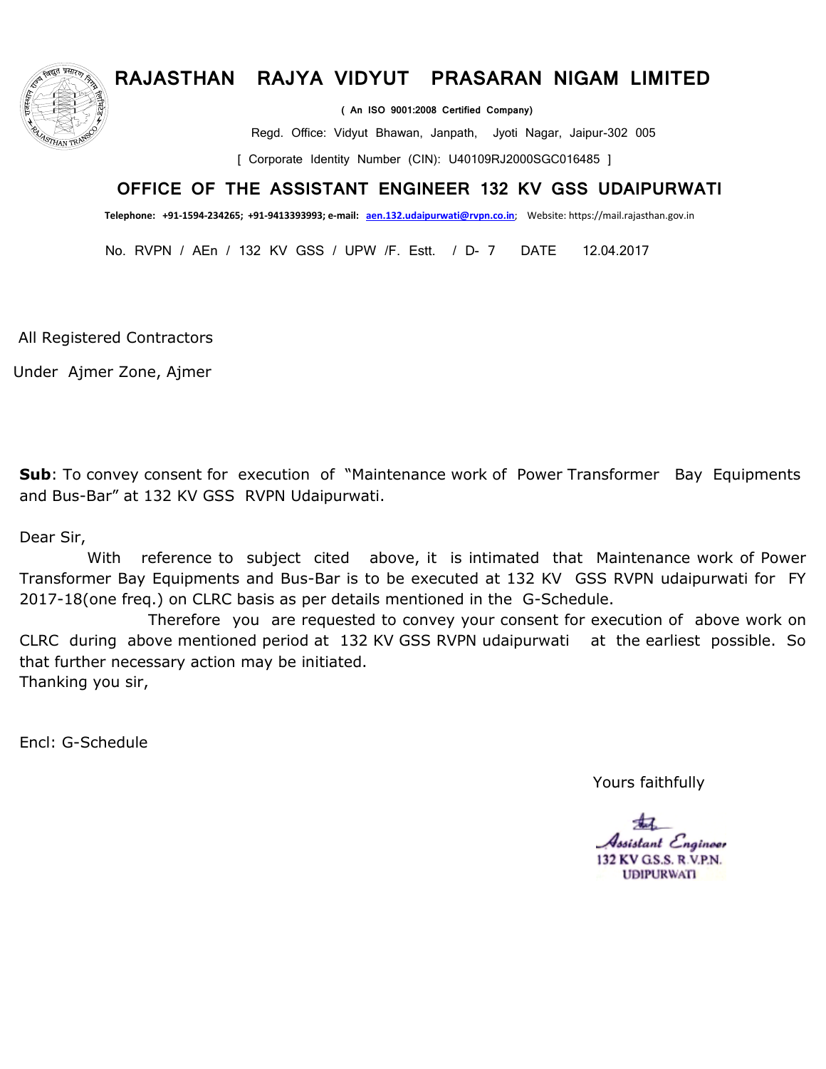# RAJASTHAN RAJYA VIDYUT PRASARAN NIGAM LIMITED

**( An ISO 9001:2008 Certified Company)**

Regd. Office: Vidyut Bhawan, Janpath, Jyoti Nagar, Jaipur-302 005

[ Corporate Identity Number (CIN): U40109RJ2000SGC016485 ]

## OFFICE OF THE ASSISTANT ENGINEER 132 KV GSS UDAIPURWATI

**Telephone: +91-1594-234265; +91-9413393993; e-mail:** aen.132.udaipurwati@rvpn.co.in; Website: https://mail.rajasthan.gov.in

No. RVPN / AEn / 132 KV GSS / UPW /F. Estt. / D- 7 DATE 12.04.2017

All Registered Contractors

Under Ajmer Zone, Ajmer

**Sub**: To convey consent for execution of "Maintenance work of Power Transformer Bay Equipments and Bus-Bar" at 132 KV GSS RVPN Udaipurwati.

Dear Sir,

With reference to subject cited above, it is intimated that Maintenance work of Power Transformer Bay Equipments and Bus-Bar is to be executed at 132 KV GSS RVPN udaipurwati for FY 2017-18(one freq.) on CLRC basis as per details mentioned in the G-Schedule.

Therefore you are requested to convey your consent for execution of above work on CLRC during above mentioned period at 132 KV GSS RVPN udaipurwati at the earliest possible. So that further necessary action may be initiated.

Thanking you sir,

Encl: G-Schedule

Yours faithfully

Assistant Engineer
132 KV G.S.S. R.V.P.N.
UDIPURWATI